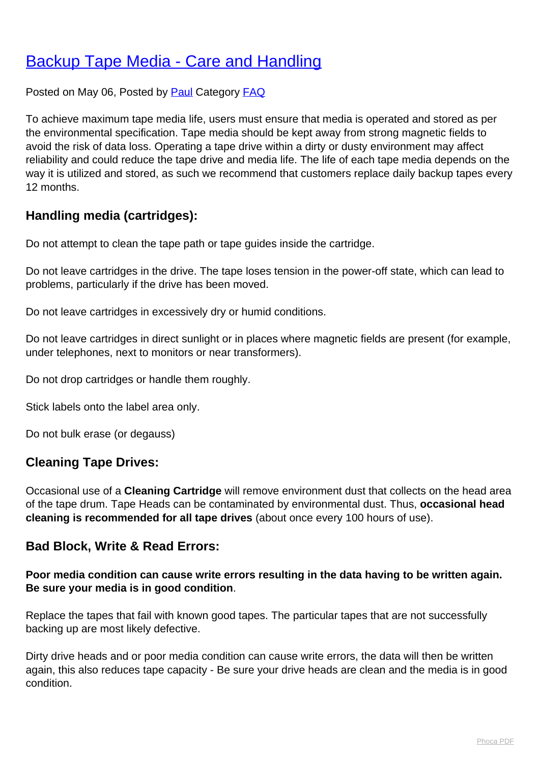# [Backup Tape Media - Care and Handling]

Posted on May 06, Posted by [Paul] Category [FAQ]

To achieve maximum tape media life, users must ensure that media is operated and stored as per the environmental specification. Tape media should be kept away from strong magnetic fields to avoid the risk of data loss. Operating a tape drive within a dirty or dusty environment may affect reliability and could reduce the tape drive and media life. The life of each tape media depends on the way it is utilized and stored, as such we recommend that customers replace daily backup tapes every 12 months.

## Handling media (cartridges):

Do not attempt to clean the tape path or tape guides inside the cartridge.

Do not leave cartridges in the drive. The tape loses tension in the power-off state, which can lead to problems, particularly if the drive has been moved.

Do not leave cartridges in excessively dry or humid conditions.

Do not leave cartridges in direct sunlight or in places where magnetic fields are present (for example, under telephones, next to monitors or near transformers).

Do not drop cartridges or handle them roughly.

Stick labels onto the label area only.

Do not bulk erase (or degauss)

## Cleaning Tape Drives:

Occasional use of a **Cleaning Cartridge** will remove environment dust that collects on the head area of the tape drum. Tape Heads can be contaminated by environmental dust. Thus, **occasional head cleaning is recommended for all tape drives** (about once every 100 hours of use).

## Bad Block, Write & Read Errors:

**Poor media condition can cause write errors resulting in the data having to be written again. Be sure your media is in good condition**.

Replace the tapes that fail with known good tapes. The particular tapes that are not successfully backing up are most likely defective.

Dirty drive heads and or poor media condition can cause write errors, the data will then be written again, this also reduces tape capacity - Be sure your drive heads are clean and the media is in good condition.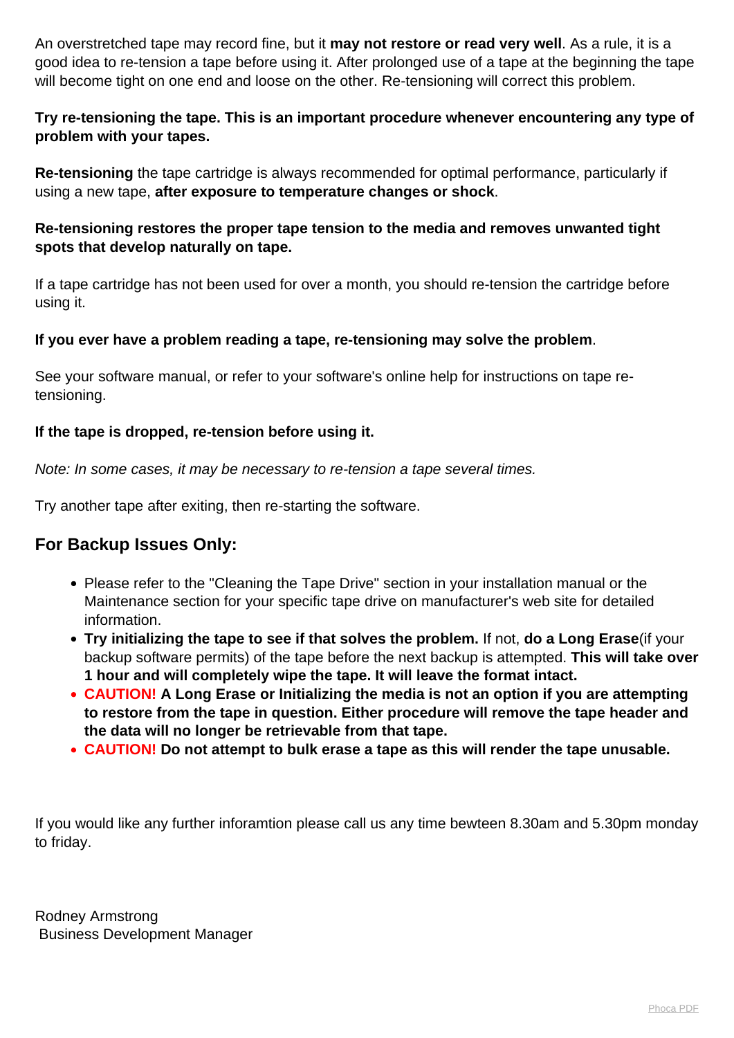An overstretched tape may record fine, but it **may not restore or read very well**. As a rule, it is a good idea to re-tension a tape before using it. After prolonged use of a tape at the beginning the tape will become tight on one end and loose on the other. Re-tensioning will correct this problem.

**Try re-tensioning the tape. This is an important procedure whenever encountering any type of problem with your tapes.**

**Re-tensioning** the tape cartridge is always recommended for optimal performance, particularly if using a new tape, **after exposure to temperature changes or shock**.

**Re-tensioning restores the proper tape tension to the media and removes unwanted tight spots that develop naturally on tape.**

If a tape cartridge has not been used for over a month, you should re-tension the cartridge before using it.

**If you ever have a problem reading a tape, re-tensioning may solve the problem**.

See your software manual, or refer to your software's online help for instructions on tape re-tensioning.

**If the tape is dropped, re-tension before using it.**

*Note: In some cases, it may be necessary to re-tension a tape several times.*

Try another tape after exiting, then re-starting the software.

## For Backup Issues Only:

- Please refer to the "Cleaning the Tape Drive" section in your installation manual or the Maintenance section for your specific tape drive on manufacturer's web site for detailed information.
- **Try initializing the tape to see if that solves the problem.** If not, **do a Long Erase**(if your backup software permits) of the tape before the next backup is attempted. **This will take over 1 hour and will completely wipe the tape. It will leave the format intact.**
- **CAUTION! A Long Erase or Initializing the media is not an option if you are attempting to restore from the tape in question. Either procedure will remove the tape header and the data will no longer be retrievable from that tape.**
- **CAUTION! Do not attempt to bulk erase a tape as this will render the tape unusable.**

If you would like any further inforamtion please call us any time bewteen 8.30am and 5.30pm monday to friday.

Rodney Armstrong
Business Development Manager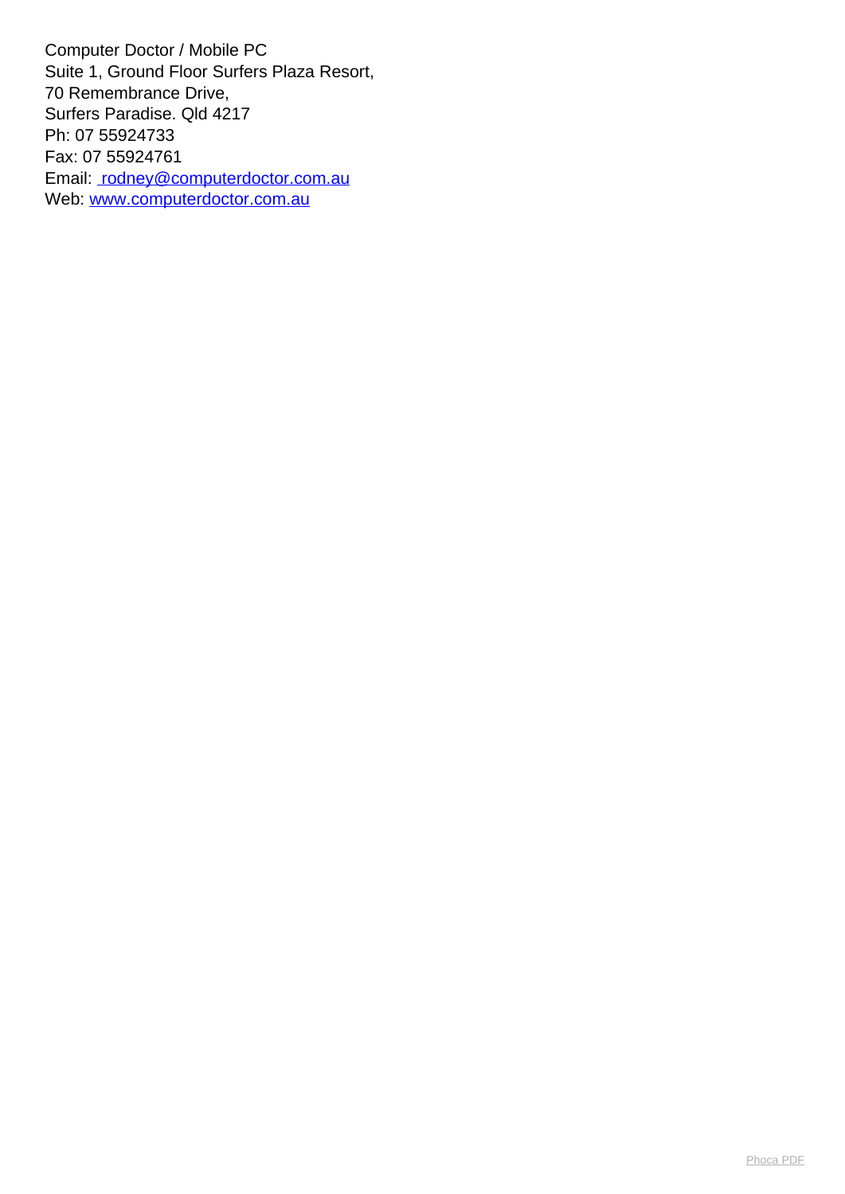Computer Doctor / Mobile PC
Suite 1, Ground Floor Surfers Plaza Resort,
70 Remembrance Drive,
Surfers Paradise. Qld 4217
Ph: 07 55924733
Fax: 07 55924761
Email: [rodney@computerdoctor.com.au](mailto:rodney@computerdoctor.com.au)
Web: [www.computerdoctor.com.au](http://www.computerdoctor.com.au)